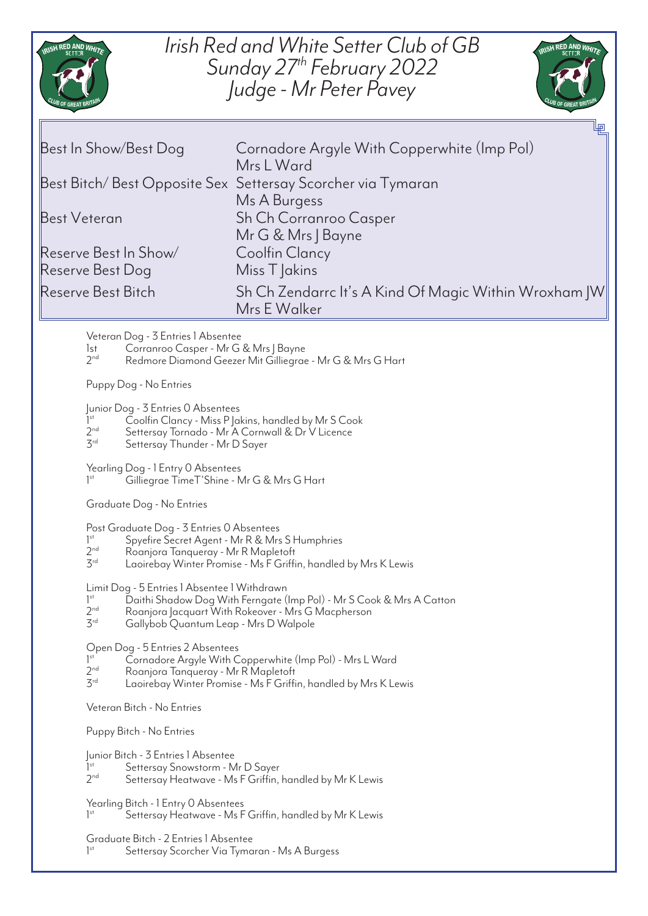# Irish Red and White Setter Club of GB
## Sunday 27th February 2022
## Judge - Mr Peter Pavey

| | |
|---|---|
| Best In Show/Best Dog | Cornadore Argyle With Copperwhite (Imp Pol)<br>Mrs L Ward |
| Best Bitch/ Best Opposite Sex | Settersay Scorcher via Tymaran<br>Ms A Burgess |
| Best Veteran | Sh Ch Corranroo Casper<br>Mr G & Mrs J Bayne |
| Reserve Best In Show/<br>Reserve Best Dog | Coolfin Clancy<br>Miss T Jakins |
| Reserve Best Bitch | Sh Ch Zendarrc It's A Kind Of Magic Within Wroxham JW<br>Mrs E Walker |

Veteran Dog - 3 Entries 1 Absentee
1st Corranroo Casper - Mr G & Mrs J Bayne
2nd Redmore Diamond Geezer Mit Gilliegrae - Mr G & Mrs G Hart

Puppy Dog - No Entries

Junior Dog - 3 Entries 0 Absentees
1st Coolfin Clancy - Miss P Jakins, handled by Mr S Cook
2nd Settersay Tornado - Mr A Cornwall & Dr V Licence
3rd Settersay Thunder - Mr D Sayer

Yearling Dog - 1 Entry 0 Absentees
1st Gilliegrae TimeT'Shine - Mr G & Mrs G Hart

Graduate Dog - No Entries

Post Graduate Dog - 3 Entries 0 Absentees
1st Spyefire Secret Agent - Mr R & Mrs S Humphries
2nd Roanjora Tanqueray - Mr R Mapletoft
3rd Laoirebay Winter Promise - Ms F Griffin, handled by Mrs K Lewis

Limit Dog - 5 Entries 1 Absentee 1 Withdrawn
1st Daithi Shadow Dog With Ferngate (Imp Pol) - Mr S Cook & Mrs A Catton
2nd Roanjora Jacquart With Rokeover - Mrs G Macpherson
3rd Gallybob Quantum Leap - Mrs D Walpole

Open Dog - 5 Entries 2 Absentees
1st Cornadore Argyle With Copperwhite (Imp Pol) - Mrs L Ward
2nd Roanjora Tanqueray - Mr R Mapletoft
3rd Laoirebay Winter Promise - Ms F Griffin, handled by Mrs K Lewis

Veteran Bitch - No Entries

Puppy Bitch - No Entries

Junior Bitch - 3 Entries 1 Absentee
1st Settersay Snowstorm - Mr D Sayer
2nd Settersay Heatwave - Ms F Griffin, handled by Mr K Lewis

Yearling Bitch - 1 Entry 0 Absentees
1st Settersay Heatwave - Ms F Griffin, handled by Mr K Lewis

Graduate Bitch - 2 Entries 1 Absentee
1st Settersay Scorcher Via Tymaran - Ms A Burgess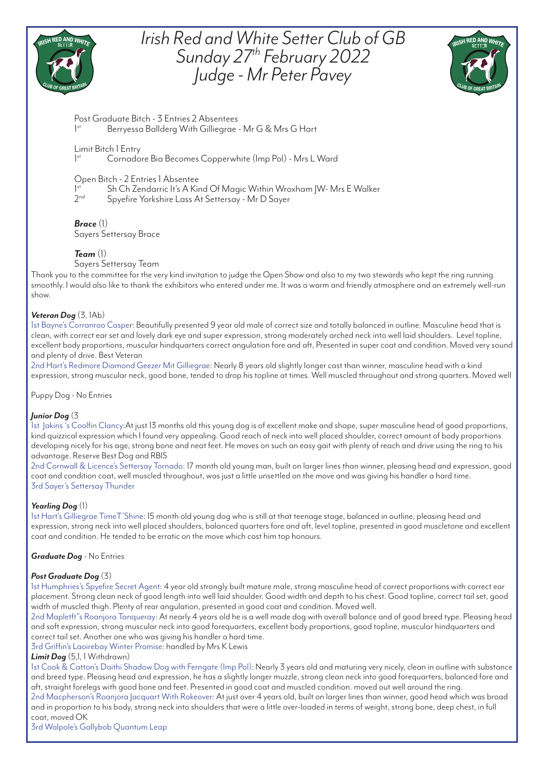# Irish Red and White Setter Club of GB
# Sunday 27th February 2022
# Judge - Mr Peter Pavey

Post Graduate Bitch - 3 Entries 2 Absentees
1st Berryessa Ballderg With Gilliegrae - Mr G & Mrs G Hart

Limit Bitch 1 Entry
1st Cornadore Bia Becomes Copperwhite (Imp Pol) - Mrs L Ward

Open Bitch - 2 Entries 1 Absentee
1st Sh Ch Zendarric It's A Kind Of Magic Within Wroxham JW- Mrs E Walker
2nd Spyefire Yorkshire Lass At Settersay - Mr D Sayer

***Brace*** (1)
Sayers Settersay Brace

***Team*** (1)
Sayers Settersay Team

Thank you to the committee for the very kind invitation to judge the Open Show and also to my two stewards who kept the ring running smoothly. I would also like to thank the exhibitors who entered under me. It was a warm and friendly atmosphere and an extremely well-run show.

***Veteran Dog*** (3, 1Ab)
1st Bayne's Corranroo Casper: Beautifully presented 9 year old male of correct size and totally balanced in outline. Masculine head that is clean, with correct ear set and lovely dark eye and super expression, strong moderately arched neck into well laid shoulders. Level topline, excellent body proportions, muscular hindquarters correct angulation fore and aft, Presented in super coat and condition. Moved very sound and plenty of drive. Best Veteran
2nd Hart's Redmore Diamond Geezer Mit Gilliegrae: Nearly 8 years old slightly longer cast than winner, masculine head with a kind expression, strong muscular neck, good bone, tended to drop his topline at times. Well muscled throughout and strong quarters. Moved well

Puppy Dog - No Entries

***Junior Dog*** (3
1st Jakins 's Coolfin Clancy:At just 13 months old this young dog is of excellent make and shape, super masculine head of good proportions, kind quizzical expression which I found very appealing. Good reach of neck into well placed shoulder, correct amount of body proportions developing nicely for his age, strong bone and neat feet. He moves on such an easy gait with plenty of reach and drive using the ring to his advantage. Reserve Best Dog and RBIS
2nd Cornwall & Licence's Settersay Tornado: 17 month old young man, built on larger lines than winner, pleasing head and expression, good coat and condition coat, well muscled throughout, was just a little unsettled on the move and was giving his handler a hard time.
3rd Sayer's Settersay Thunder

***Yearling Dog*** (1)
1st Hart's Gilliegrae TimeT'Shine: 15 month old young dog who is still at that teenage stage, balanced in outline, pleasing head and expression, strong neck into well placed shoulders, balanced quarters fore and aft, level topline, presented in good muscletone and excellent coat and condition. He tended to be erratic on the move which cost him top honours.

***Graduate Dog*** - No Entries

***Post Graduate Dog*** (3)
1st Humphries's Spyefire Secret Agent: 4 year old strongly built mature male, strong masculine head of correct proportions with correct ear placement. Strong clean neck of good length into well laid shoulder. Good width and depth to his chest. Good topline, correct tail set, good width of muscled thigh. Plenty of rear angulation, presented in good coat and condition. Moved well.
2nd Mapletft"s Roanjora Tanqueray: At nearly 4 years old he is a well made dog with overall balance and of good breed type. Pleasing head and soft expression, strong muscular neck into good forequarters, excellent body proportions, good topline, muscular hindquarters and correct tail set. Another one who was giving his handler a hard time.
3rd Griffin's Laoirebay Winter Promise: handled by Mrs K Lewis

***Limit Dog*** (5,1, 1 Withdrawn)
1st Cook & Catton's Daithi Shadow Dog with Ferngate (Imp Pol): Nearly 3 years old and maturing very nicely, clean in outline with substance and breed type. Pleasing head and expression, he has a slightly longer muzzle, strong clean neck into good forequarters, balanced fore and aft, straight forelegs with good bone and feet. Presented in good coat and muscled condition. moved out well around the ring.
2nd Macpherson's Roanjora Jacquart With Rokeover: At just over 4 years old, built on larger lines than winner, good head which was broad and in proportion to his body, strong neck into shoulders that were a little over-loaded in terms of weight, strong bone, deep chest, in full coat, moved OK
3rd Walpole's Gallybob Quantum Leap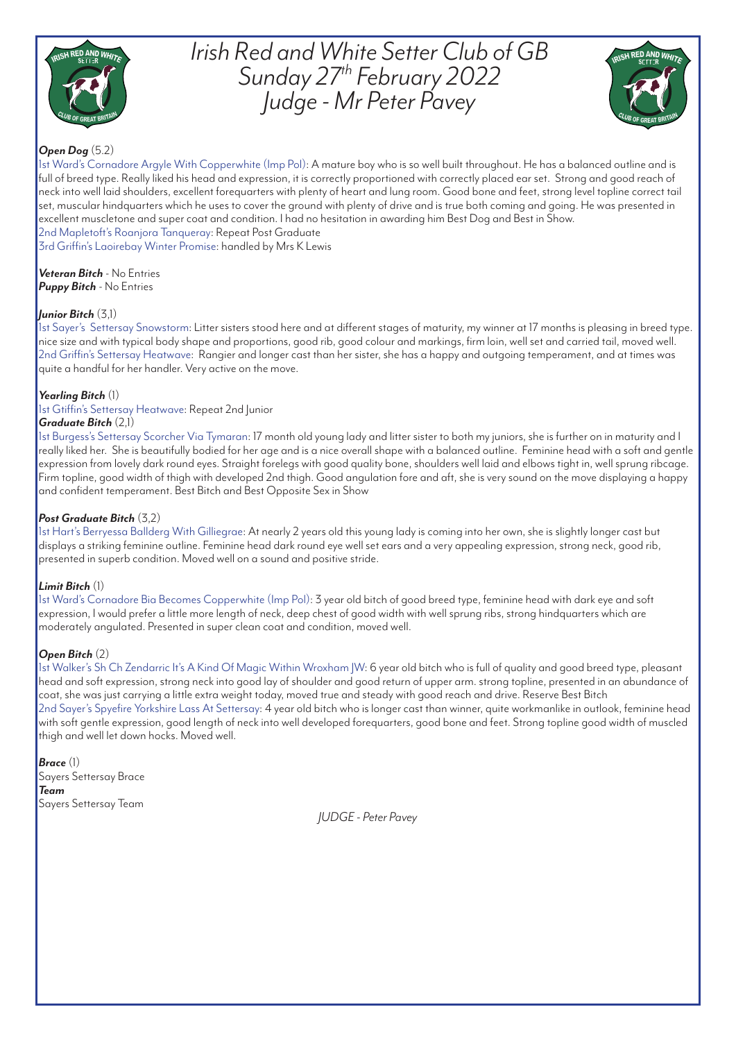# Irish Red and White Setter Club of GB
# Sunday 27th February 2022
# Judge - Mr Peter Pavey

***Open Dog*** (5.2)

1st Ward's Cornadore Argyle With Copperwhite (Imp Pol): A mature boy who is so well built throughout. He has a balanced outline and is full of breed type. Really liked his head and expression, it is correctly proportioned with correctly placed ear set. Strong and good reach of neck into well laid shoulders, excellent forequarters with plenty of heart and lung room. Good bone and feet, strong level topline correct tail set, muscular hindquarters which he uses to cover the ground with plenty of drive and is true both coming and going. He was presented in excellent muscletone and super coat and condition. I had no hesitation in awarding him Best Dog and Best in Show.

2nd Mapletoft's Roanjora Tanqueray: Repeat Post Graduate

3rd Griffin's Laoirebay Winter Promise: handled by Mrs K Lewis

***Veteran Bitch*** - No Entries

***Puppy Bitch*** - No Entries

***Junior Bitch*** (3,1)

1st Sayer's Settersay Snowstorm: Litter sisters stood here and at different stages of maturity, my winner at 17 months is pleasing in breed type. nice size and with typical body shape and proportions, good rib, good colour and markings, firm loin, well set and carried tail, moved well.

2nd Griffin's Settersay Heatwave: Rangier and longer cast than her sister, she has a happy and outgoing temperament, and at times was quite a handful for her handler. Very active on the move.

***Yearling Bitch*** (1)

1st Gtiffin's Settersay Heatwave: Repeat 2nd Junior

***Graduate Bitch*** (2,1)

1st Burgess's Settersay Scorcher Via Tymaran: 17 month old young lady and litter sister to both my juniors, she is further on in maturity and I really liked her. She is beautifully bodied for her age and is a nice overall shape with a balanced outline. Feminine head with a soft and gentle expression from lovely dark round eyes. Straight forelegs with good quality bone, shoulders well laid and elbows tight in, well sprung ribcage. Firm topline, good width of thigh with developed 2nd thigh. Good angulation fore and aft, she is very sound on the move displaying a happy and confident temperament. Best Bitch and Best Opposite Sex in Show

***Post Graduate Bitch*** (3,2)

1st Hart's Berryessa Ballderg With Gilliegrae: At nearly 2 years old this young lady is coming into her own, she is slightly longer cast but displays a striking feminine outline. Feminine head dark round eye well set ears and a very appealing expression, strong neck, good rib, presented in superb condition. Moved well on a sound and positive stride.

***Limit Bitch*** (1)

1st Ward's Cornadore Bia Becomes Copperwhite (Imp Pol): 3 year old bitch of good breed type, feminine head with dark eye and soft expression, I would prefer a little more length of neck, deep chest of good width with well sprung ribs, strong hindquarters which are moderately angulated. Presented in super clean coat and condition, moved well.

***Open Bitch*** (2)

1st Walker's Sh Ch Zendarric It's A Kind Of Magic Within Wroxham JW: 6 year old bitch who is full of quality and good breed type, pleasant head and soft expression, strong neck into good lay of shoulder and good return of upper arm. strong topline, presented in an abundance of coat, she was just carrying a little extra weight today, moved true and steady with good reach and drive. Reserve Best Bitch

2nd Sayer's Spyefire Yorkshire Lass At Settersay: 4 year old bitch who is longer cast than winner, quite workmanlike in outlook, feminine head with soft gentle expression, good length of neck into well developed forequarters, good bone and feet. Strong topline good width of muscled thigh and well let down hocks. Moved well.

***Brace*** (1)

Sayers Settersay Brace

***Team***

Sayers Settersay Team

*JUDGE - Peter Pavey*